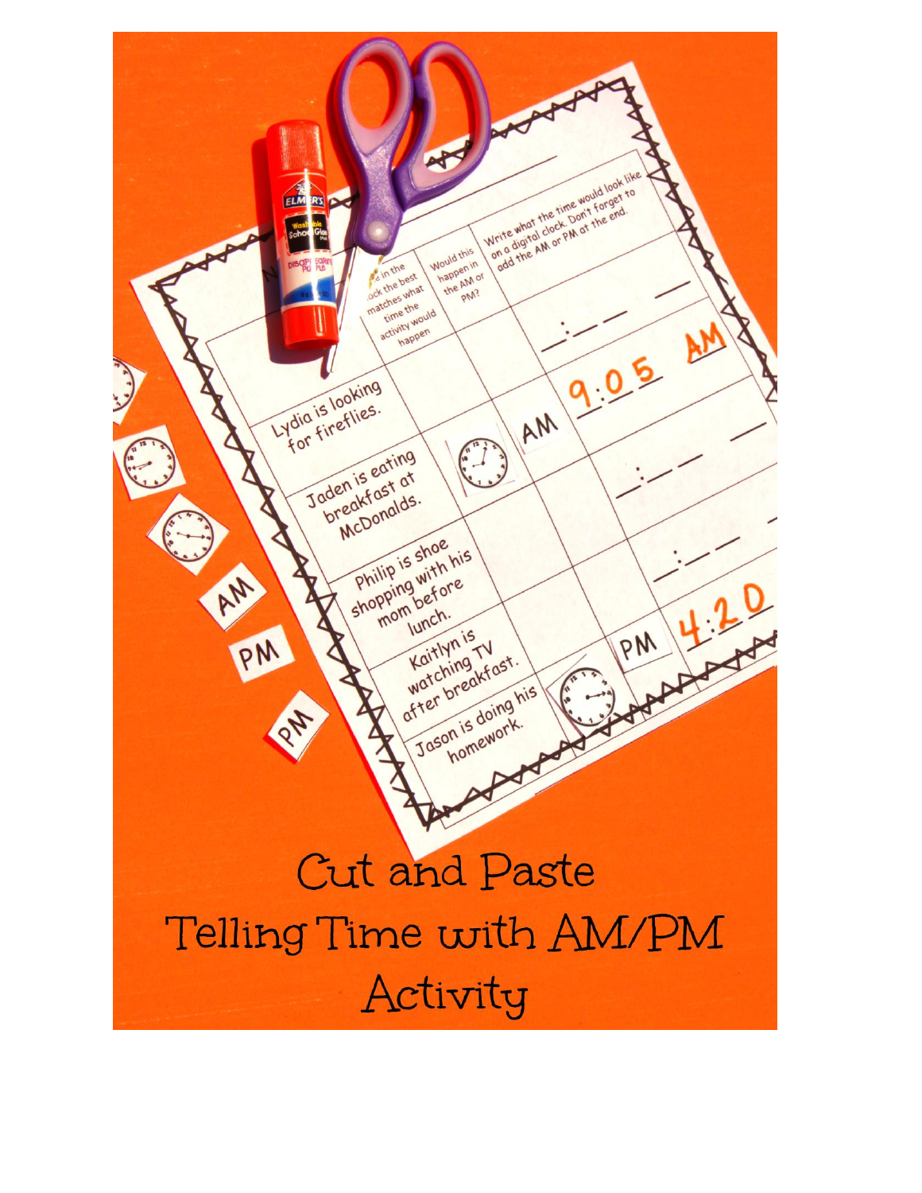Cut and Paste

Telling Time with AM/PM

Activity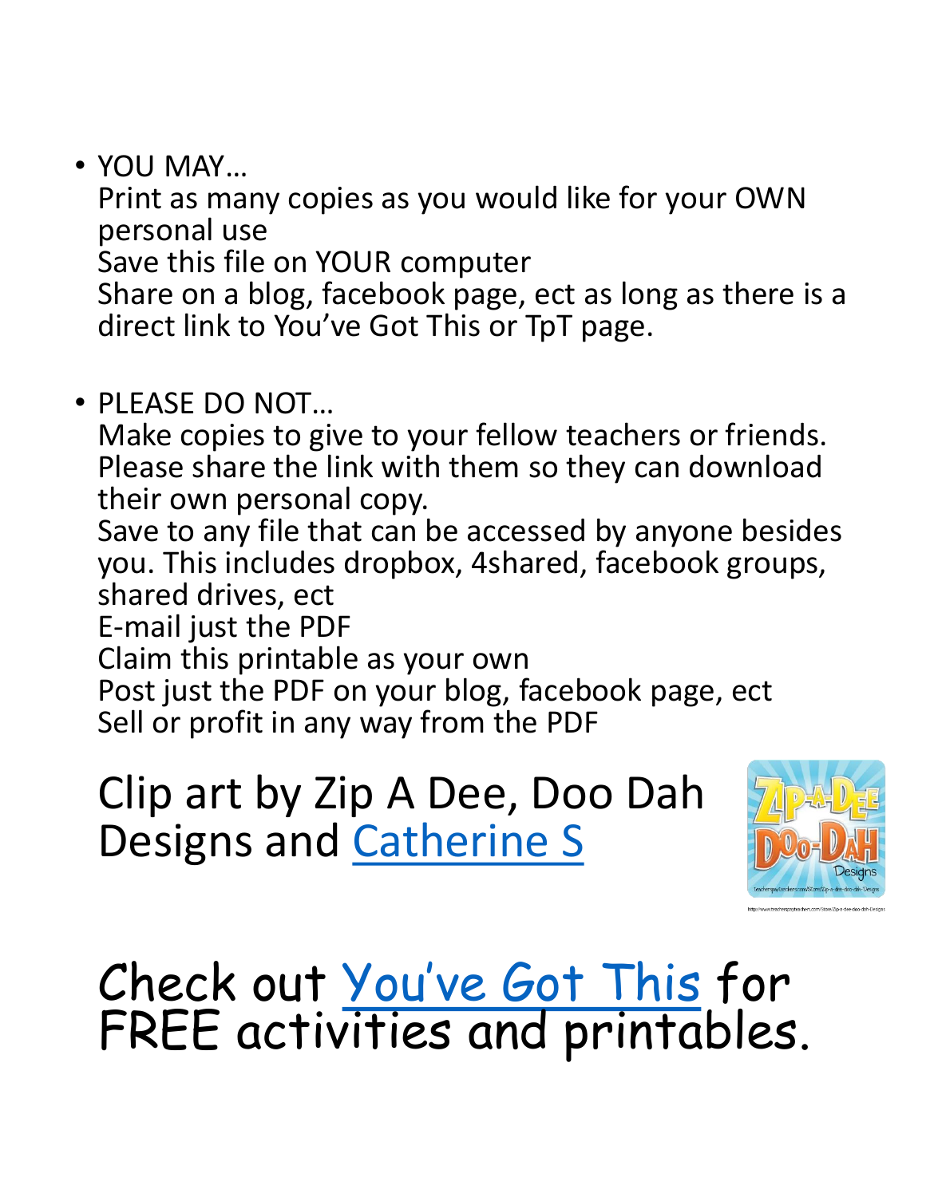- YOU MAY…
  Print as many copies as you would like for your OWN personal use
  Save this file on YOUR computer
  Share on a blog, facebook page, ect as long as there is a direct link to You've Got This or TpT page.

- PLEASE DO NOT…
  Make copies to give to your fellow teachers or friends. Please share the link with them so they can download their own personal copy.
  Save to any file that can be accessed by anyone besides you. This includes dropbox, 4shared, facebook groups, shared drives, ect
  E-mail just the PDF
  Claim this printable as your own
  Post just the PDF on your blog, facebook page, ect
  Sell or profit in any way from the PDF

Clip art by Zip A Dee, Doo Dah Designs and Catherine S

Check out You've Got This for FREE activities and printables.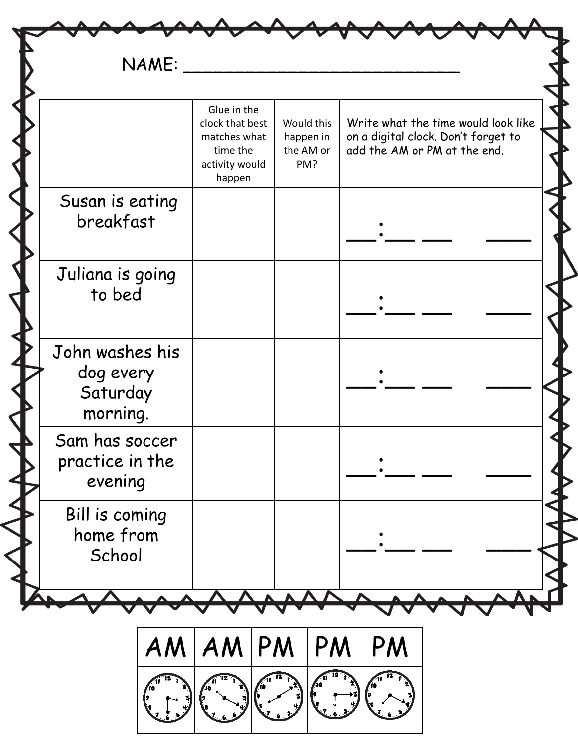NAME: ______________________________

| | Glue in the clock that best matches what time the activity would happen | Would this happen in the AM or PM? | Write what the time would look like on a digital clock. Don't forget to add the AM or PM at the end. |
|---|---|---|---|
| Susan is eating breakfast | | | ___:___ ___ ____ |
| Juliana is going to bed | | | ___:___ ___ ____ |
| John washes his dog every Saturday morning. | | | ___:___ ___ ____ |
| Sam has soccer practice in the evening | | | ___:___ ___ ____ |
| Bill is coming home from School | | | ___:___ ___ ____ |

| AM | AM | PM | PM | PM |
|---|---|---|---|---|
| | | | | |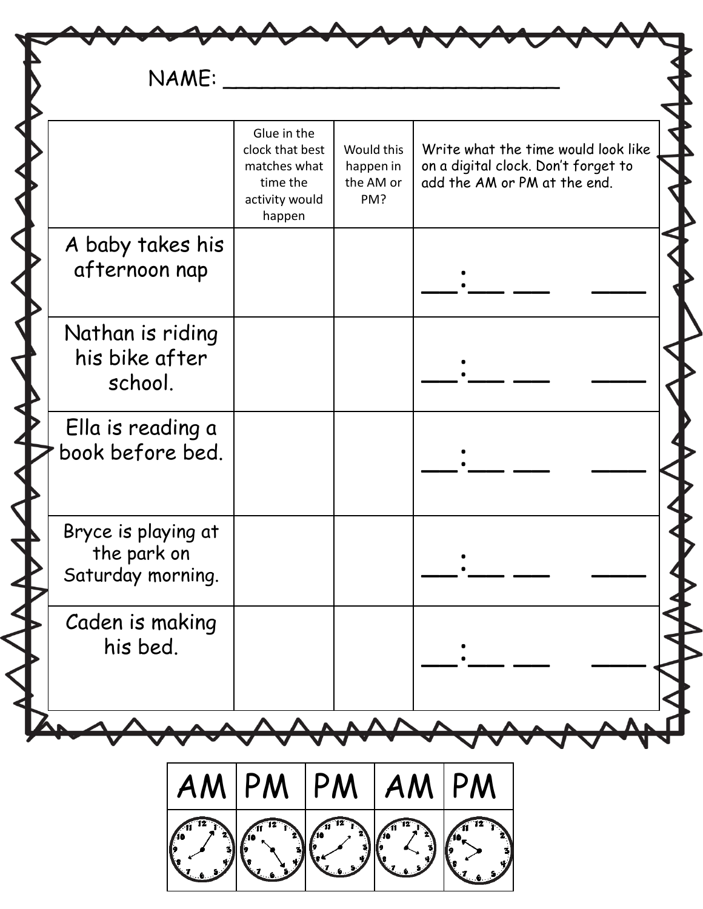NAME: ______________________________

| | Glue in the clock that best matches what time the activity would happen | Would this happen in the AM or PM? | Write what the time would look like on a digital clock. Don't forget to add the AM or PM at the end. |
|---|---|---|---|
| A baby takes his afternoon nap | | | ___:___ ___ ____ |
| Nathan is riding his bike after school. | | | ___:___ ___ ____ |
| Ella is reading a book before bed. | | | ___:___ ___ ____ |
| Bryce is playing at the park on Saturday morning. | | | ___:___ ___ ____ |
| Caden is making his bed. | | | ___:___ ___ ____ |

| AM | PM | PM | AM | PM |
|---|---|---|---|---|
| | | | | |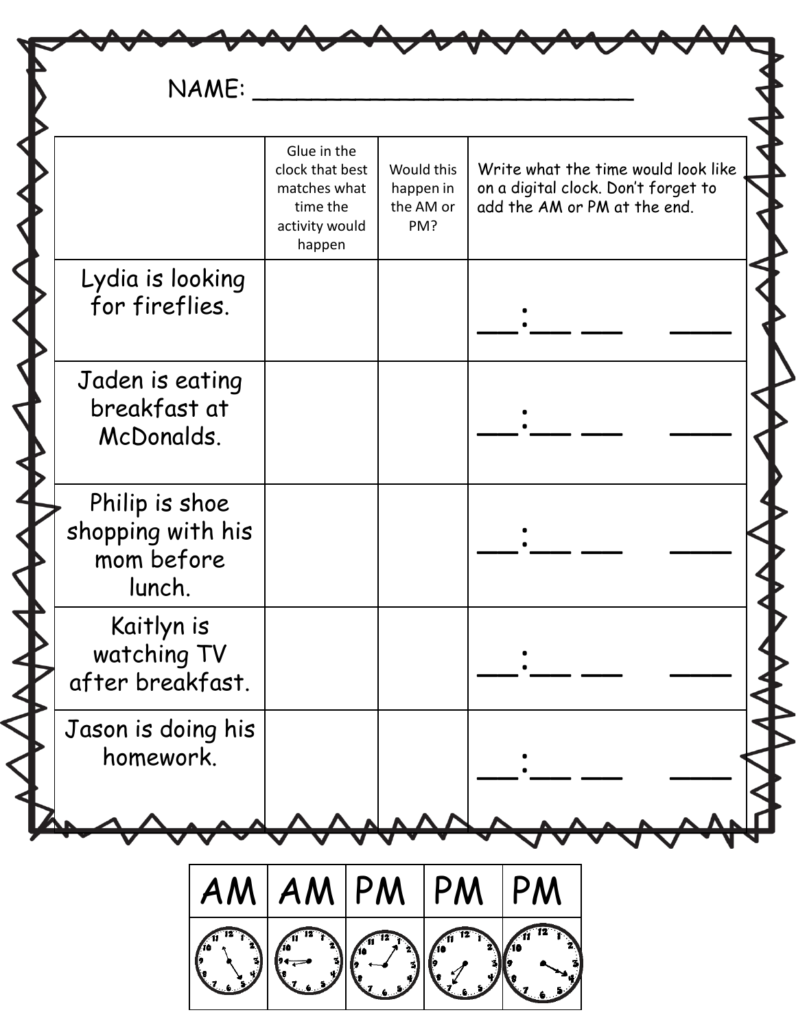NAME: ______________________________

| | Glue in the clock that best matches what time the activity would happen | Would this happen in the AM or PM? | Write what the time would look like on a digital clock. Don't forget to add the AM or PM at the end. |
|---|---|---|---|
| Lydia is looking for fireflies. | | | ___:___ ___ ____ |
| Jaden is eating breakfast at McDonalds. | | | ___:___ ___ ____ |
| Philip is shoe shopping with his mom before lunch. | | | ___:___ ___ ____ |
| Kaitlyn is watching TV after breakfast. | | | ___:___ ___ ____ |
| Jason is doing his homework. | | | ___:___ ___ ____ |

| AM | AM | PM | PM | PM |
|---|---|---|---|---|
| | | | | |